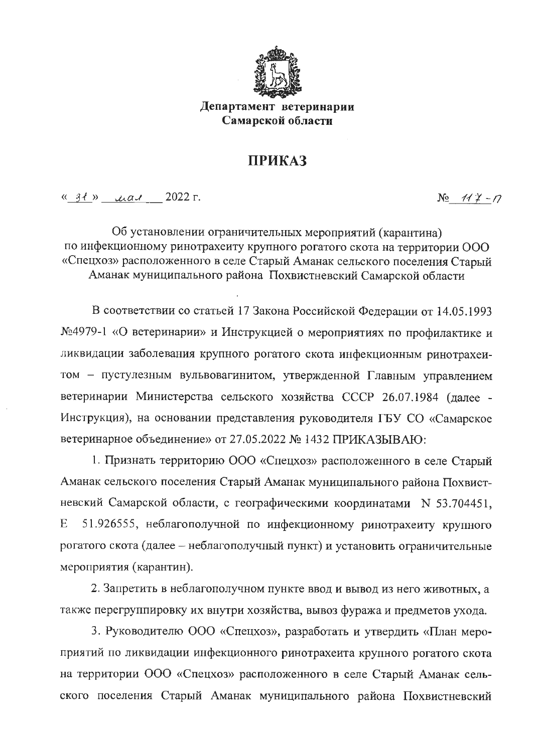**Департамент ветеринарии Самарской области**

# ПРИКАЗ

« 31 » мая 2022 г. № 117-п

Об установлении ограничительных мероприятий (карантина) по инфекционному ринотрахеиту крупного рогатого скота на территории ООО «Спецхоз» расположенного в селе Старый Аманак сельского поселения Старый Аманак муниципального района Похвистневский Самарской области

В соответствии со статьей 17 Закона Российской Федерации от 14.05.1993 №4979-1 «О ветеринарии» и Инструкцией о мероприятиях по профилактике и ликвидации заболевания крупного рогатого скота инфекционным ринотрахеитом – пустулезным вульвовагинитом, утвержденной Главным управлением ветеринарии Министерства сельского хозяйства СССР 26.07.1984 (далее - Инструкция), на основании представления руководителя ГБУ СО «Самарское ветеринарное объединение» от 27.05.2022 № 1432 ПРИКАЗЫВАЮ:

1. Признать территорию ООО «Спецхоз» расположенного в селе Старый Аманак сельского поселения Старый Аманак муниципального района Похвистневский Самарской области, с географическими координатами N 53.704451, E 51.926555, неблагополучной по инфекционному ринотрахеиту крупного рогатого скота (далее – неблагополучный пункт) и установить ограничительные мероприятия (карантин).

2. Запретить в неблагополучном пункте ввод и вывод из него животных, а также перегруппировку их внутри хозяйства, вывоз фуража и предметов ухода.

3. Руководителю ООО «Спецхоз», разработать и утвердить «План мероприятий по ликвидации инфекционного ринотрахеита крупного рогатого скота на территории ООО «Спецхоз» расположенного в селе Старый Аманак сельского поселения Старый Аманак муниципального района Похвистневский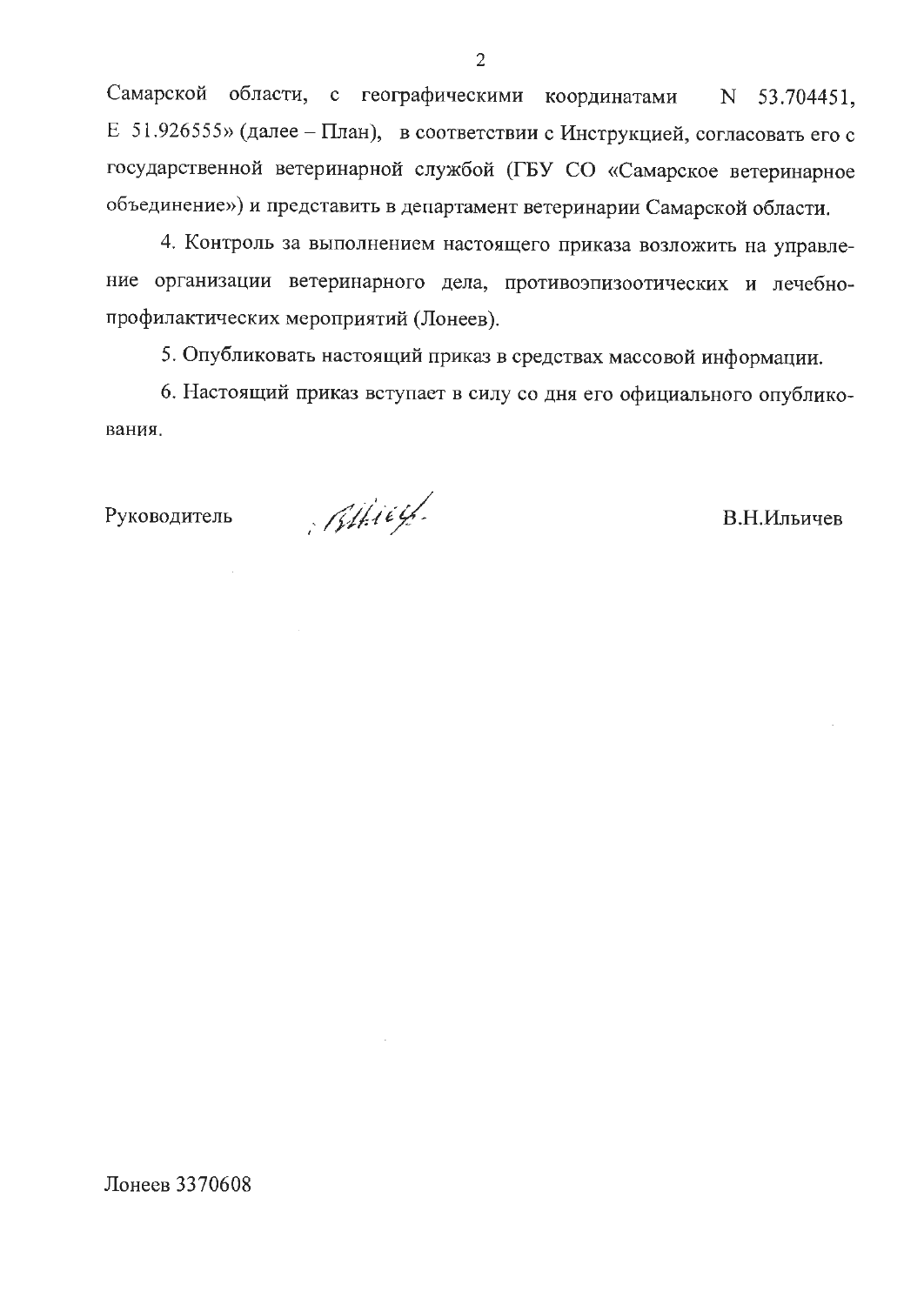Самарской области, с географическими координатами N 53.704451, E 51.926555» (далее – План), в соответствии с Инструкцией, согласовать его с государственной ветеринарной службой (ГБУ СО «Самарское ветеринарное объединение») и представить в департамент ветеринарии Самарской области.

4. Контроль за выполнением настоящего приказа возложить на управление организации ветеринарного дела, противоэпизоотических и лечебно-профилактических мероприятий (Лонеев).

5. Опубликовать настоящий приказ в средствах массовой информации.

6. Настоящий приказ вступает в силу со дня его официального опубликования.

Руководитель В.Н.Ильичев

Лонеев 3370608